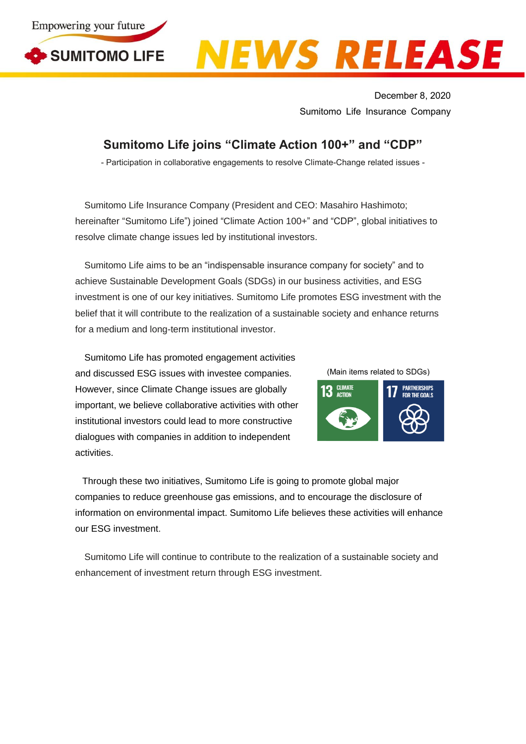December 8, 2020

Sumitomo Life Insurance Company

## Sumitomo Life joins “Climate Action 100+” and “CDP”

- Participation in collaborative engagements to resolve Climate-Change related issues -

Sumitomo Life Insurance Company (President and CEO: Masahiro Hashimoto; hereinafter “Sumitomo Life”) joined “Climate Action 100+” and “CDP”, global initiatives to resolve climate change issues led by institutional investors.

Sumitomo Life aims to be an “indispensable insurance company for society” and to achieve Sustainable Development Goals (SDGs) in our business activities, and ESG investment is one of our key initiatives. Sumitomo Life promotes ESG investment with the belief that it will contribute to the realization of a sustainable society and enhance returns for a medium and long-term institutional investor.

Sumitomo Life has promoted engagement activities and discussed ESG issues with investee companies. However, since Climate Change issues are globally important, we believe collaborative activities with other institutional investors could lead to more constructive dialogues with companies in addition to independent activities.

(Main items related to SDGs)

13 CLIMATE ACTION

17 PARTNERSHIPS FOR THE GOALS

Through these two initiatives, Sumitomo Life is going to promote global major companies to reduce greenhouse gas emissions, and to encourage the disclosure of information on environmental impact. Sumitomo Life believes these activities will enhance our ESG investment.

Sumitomo Life will continue to contribute to the realization of a sustainable society and enhancement of investment return through ESG investment.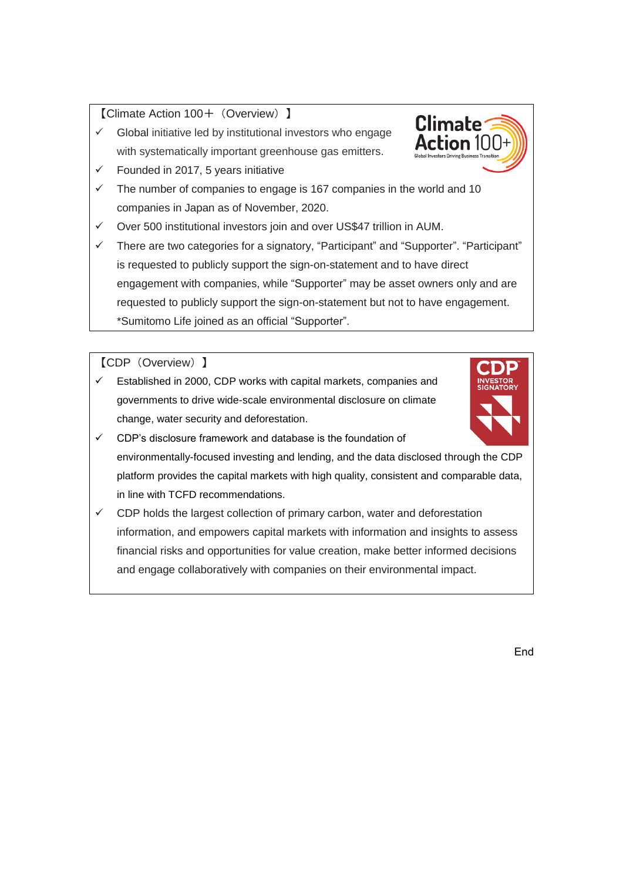【Climate Action 100＋（Overview）】

- ✓ Global initiative led by institutional investors who engage with systematically important greenhouse gas emitters.
- ✓ Founded in 2017, 5 years initiative
- ✓ The number of companies to engage is 167 companies in the world and 10 companies in Japan as of November, 2020.
- ✓ Over 500 institutional investors join and over US$47 trillion in AUM.
- ✓ There are two categories for a signatory, “Participant” and “Supporter”. “Participant” is requested to publicly support the sign-on-statement and to have direct engagement with companies, while “Supporter” may be asset owners only and are requested to publicly support the sign-on-statement but not to have engagement.

  *Sumitomo Life joined as an official “Supporter”.

【CDP（Overview）】

- ✓ Established in 2000, CDP works with capital markets, companies and governments to drive wide-scale environmental disclosure on climate change, water security and deforestation.
- ✓ CDP’s disclosure framework and database is the foundation of environmentally-focused investing and lending, and the data disclosed through the CDP platform provides the capital markets with high quality, consistent and comparable data, in line with TCFD recommendations.
- ✓ CDP holds the largest collection of primary carbon, water and deforestation information, and empowers capital markets with information and insights to assess financial risks and opportunities for value creation, make better informed decisions and engage collaboratively with companies on their environmental impact.

End